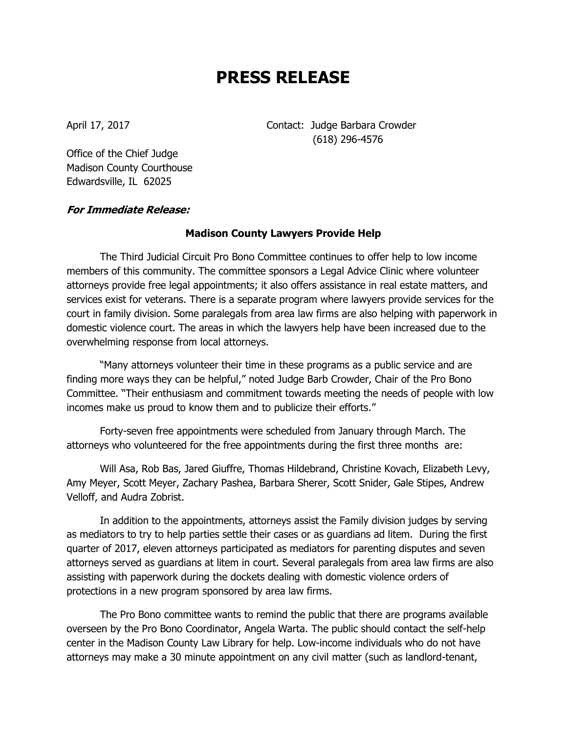# PRESS RELEASE

April 17, 2017

Contact: Judge Barbara Crowder
(618) 296-4576

Office of the Chief Judge
Madison County Courthouse
Edwardsville, IL 62025

***For Immediate Release:***

**Madison County Lawyers Provide Help**

The Third Judicial Circuit Pro Bono Committee continues to offer help to low income members of this community. The committee sponsors a Legal Advice Clinic where volunteer attorneys provide free legal appointments; it also offers assistance in real estate matters, and services exist for veterans. There is a separate program where lawyers provide services for the court in family division. Some paralegals from area law firms are also helping with paperwork in domestic violence court. The areas in which the lawyers help have been increased due to the overwhelming response from local attorneys.

"Many attorneys volunteer their time in these programs as a public service and are finding more ways they can be helpful," noted Judge Barb Crowder, Chair of the Pro Bono Committee. "Their enthusiasm and commitment towards meeting the needs of people with low incomes make us proud to know them and to publicize their efforts."

Forty-seven free appointments were scheduled from January through March. The attorneys who volunteered for the free appointments during the first three months are:

Will Asa, Rob Bas, Jared Giuffre, Thomas Hildebrand, Christine Kovach, Elizabeth Levy, Amy Meyer, Scott Meyer, Zachary Pashea, Barbara Sherer, Scott Snider, Gale Stipes, Andrew Velloff, and Audra Zobrist.

In addition to the appointments, attorneys assist the Family division judges by serving as mediators to try to help parties settle their cases or as guardians ad litem. During the first quarter of 2017, eleven attorneys participated as mediators for parenting disputes and seven attorneys served as guardians at litem in court. Several paralegals from area law firms are also assisting with paperwork during the dockets dealing with domestic violence orders of protections in a new program sponsored by area law firms.

The Pro Bono committee wants to remind the public that there are programs available overseen by the Pro Bono Coordinator, Angela Warta. The public should contact the self-help center in the Madison County Law Library for help. Low-income individuals who do not have attorneys may make a 30 minute appointment on any civil matter (such as landlord-tenant,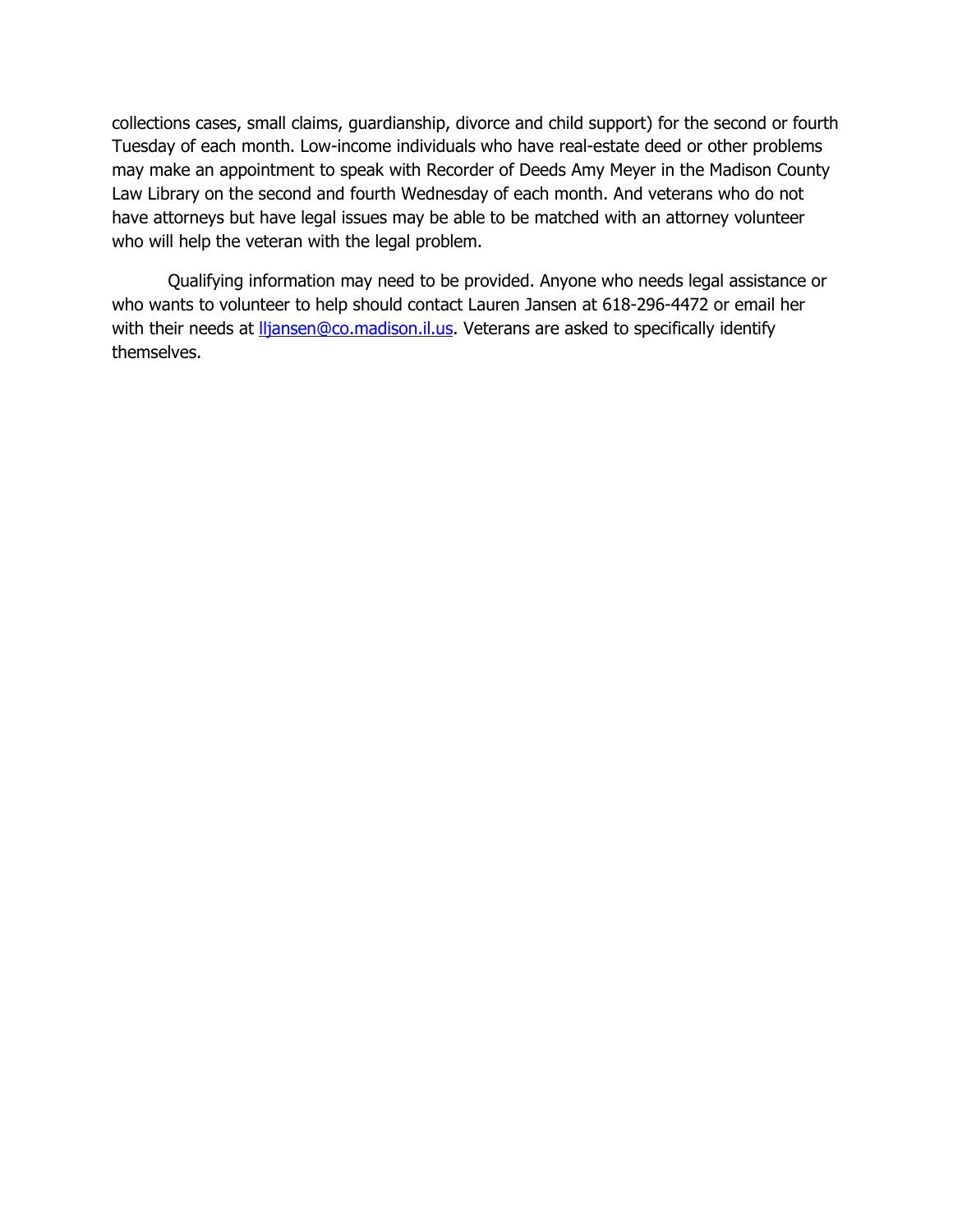collections cases, small claims, guardianship, divorce and child support) for the second or fourth Tuesday of each month. Low-income individuals who have real-estate deed or other problems may make an appointment to speak with Recorder of Deeds Amy Meyer in the Madison County Law Library on the second and fourth Wednesday of each month. And veterans who do not have attorneys but have legal issues may be able to be matched with an attorney volunteer who will help the veteran with the legal problem.

Qualifying information may need to be provided. Anyone who needs legal assistance or who wants to volunteer to help should contact Lauren Jansen at 618-296-4472 or email her with their needs at lljansen@co.madison.il.us. Veterans are asked to specifically identify themselves.